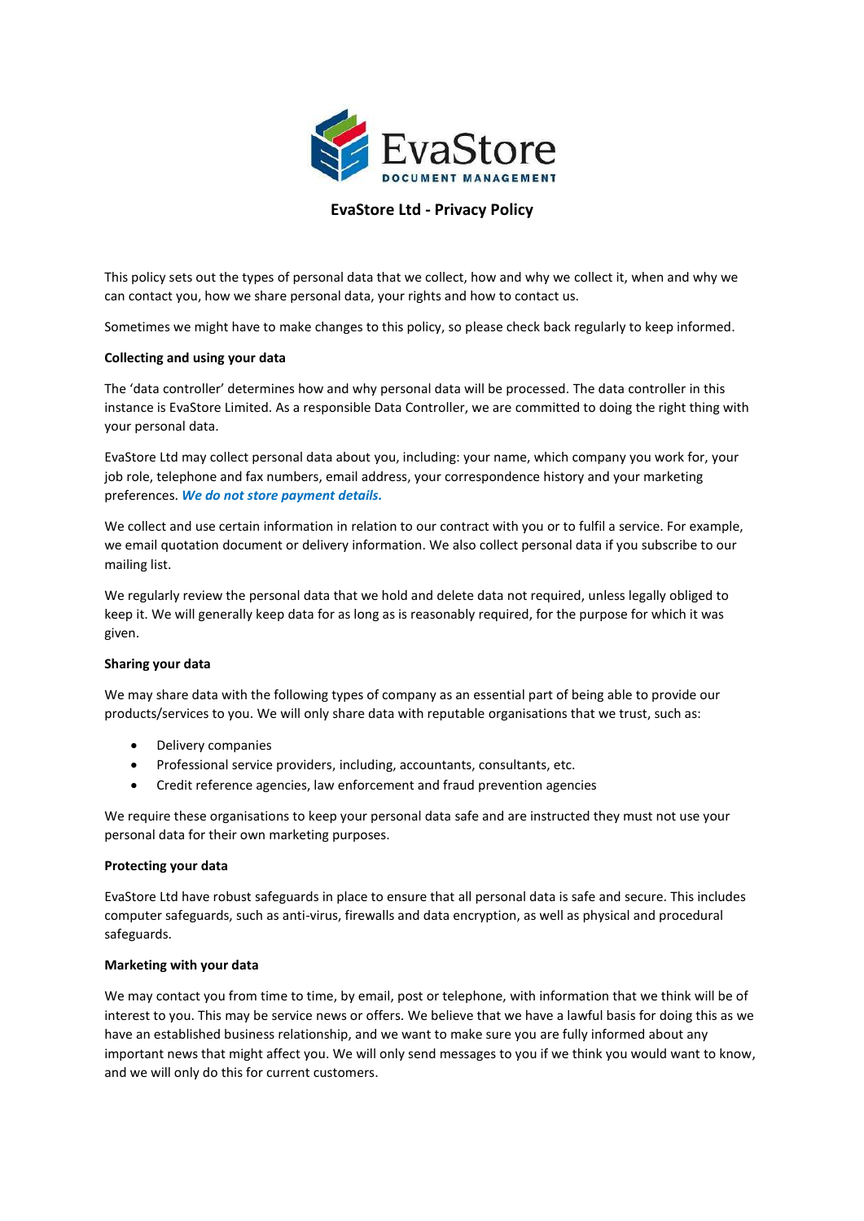# EvaStore Ltd - Privacy Policy

This policy sets out the types of personal data that we collect, how and why we collect it, when and why we can contact you, how we share personal data, your rights and how to contact us.

Sometimes we might have to make changes to this policy, so please check back regularly to keep informed.

**Collecting and using your data**

The 'data controller' determines how and why personal data will be processed. The data controller in this instance is EvaStore Limited. As a responsible Data Controller, we are committed to doing the right thing with your personal data.

EvaStore Ltd may collect personal data about you, including: your name, which company you work for, your job role, telephone and fax numbers, email address, your correspondence history and your marketing preferences. ***We do not store payment details.***

We collect and use certain information in relation to our contract with you or to fulfil a service. For example, we email quotation document or delivery information. We also collect personal data if you subscribe to our mailing list.

We regularly review the personal data that we hold and delete data not required, unless legally obliged to keep it. We will generally keep data for as long as is reasonably required, for the purpose for which it was given.

**Sharing your data**

We may share data with the following types of company as an essential part of being able to provide our products/services to you. We will only share data with reputable organisations that we trust, such as:

- Delivery companies
- Professional service providers, including, accountants, consultants, etc.
- Credit reference agencies, law enforcement and fraud prevention agencies

We require these organisations to keep your personal data safe and are instructed they must not use your personal data for their own marketing purposes.

**Protecting your data**

EvaStore Ltd have robust safeguards in place to ensure that all personal data is safe and secure. This includes computer safeguards, such as anti-virus, firewalls and data encryption, as well as physical and procedural safeguards.

**Marketing with your data**

We may contact you from time to time, by email, post or telephone, with information that we think will be of interest to you. This may be service news or offers. We believe that we have a lawful basis for doing this as we have an established business relationship, and we want to make sure you are fully informed about any important news that might affect you. We will only send messages to you if we think you would want to know, and we will only do this for current customers.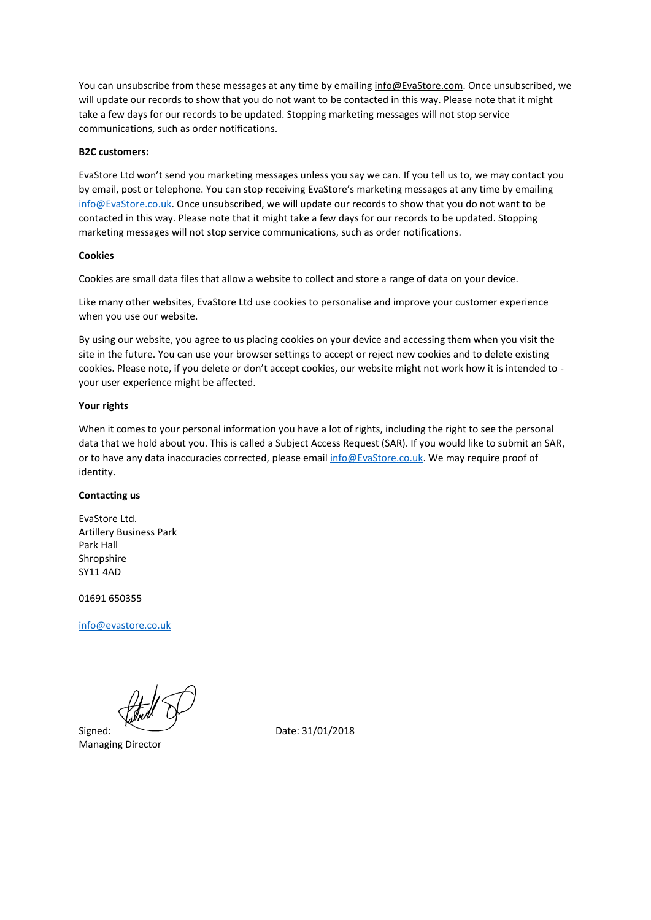You can unsubscribe from these messages at any time by emailing info@EvaStore.com. Once unsubscribed, we will update our records to show that you do not want to be contacted in this way. Please note that it might take a few days for our records to be updated. Stopping marketing messages will not stop service communications, such as order notifications.

**B2C customers:**

EvaStore Ltd won't send you marketing messages unless you say we can. If you tell us to, we may contact you by email, post or telephone. You can stop receiving EvaStore's marketing messages at any time by emailing info@EvaStore.co.uk. Once unsubscribed, we will update our records to show that you do not want to be contacted in this way. Please note that it might take a few days for our records to be updated. Stopping marketing messages will not stop service communications, such as order notifications.

**Cookies**

Cookies are small data files that allow a website to collect and store a range of data on your device.

Like many other websites, EvaStore Ltd use cookies to personalise and improve your customer experience when you use our website.

By using our website, you agree to us placing cookies on your device and accessing them when you visit the site in the future. You can use your browser settings to accept or reject new cookies and to delete existing cookies. Please note, if you delete or don't accept cookies, our website might not work how it is intended to - your user experience might be affected.

**Your rights**

When it comes to your personal information you have a lot of rights, including the right to see the personal data that we hold about you. This is called a Subject Access Request (SAR). If you would like to submit an SAR, or to have any data inaccuracies corrected, please email info@EvaStore.co.uk. We may require proof of identity.

**Contacting us**

EvaStore Ltd.
Artillery Business Park
Park Hall
Shropshire
SY11 4AD

01691 650355

info@evastore.co.uk

Signed: Date: 31/01/2018
Managing Director